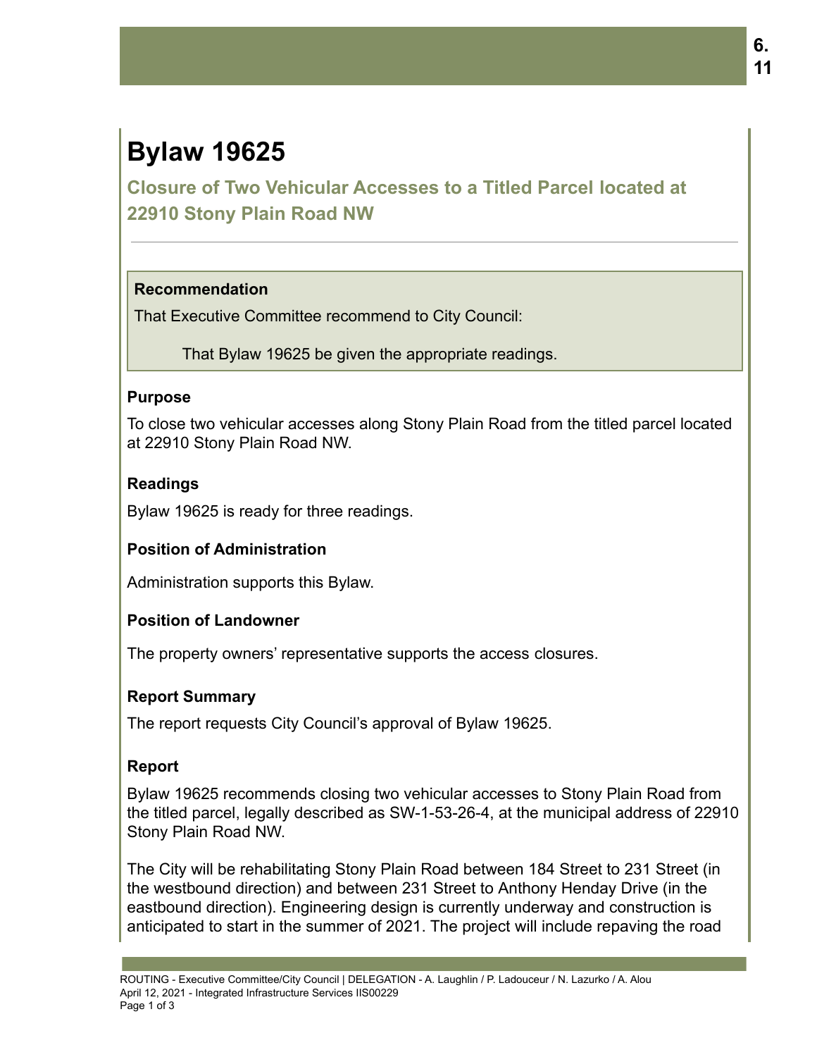# Bylaw 19625

## Closure of Two Vehicular Accesses to a Titled Parcel located at 22910 Stony Plain Road NW

---

> **Recommendation**
>
> That Executive Committee recommend to City Council:
>
> That Bylaw 19625 be given the appropriate readings.

### Purpose

To close two vehicular accesses along Stony Plain Road from the titled parcel located at 22910 Stony Plain Road NW.

### Readings

Bylaw 19625 is ready for three readings.

### Position of Administration

Administration supports this Bylaw.

### Position of Landowner

The property owners' representative supports the access closures.

### Report Summary

The report requests City Council's approval of Bylaw 19625.

### Report

Bylaw 19625 recommends closing two vehicular accesses to Stony Plain Road from the titled parcel, legally described as SW-1-53-26-4, at the municipal address of 22910 Stony Plain Road NW.

The City will be rehabilitating Stony Plain Road between 184 Street to 231 Street (in the westbound direction) and between 231 Street to Anthony Henday Drive (in the eastbound direction). Engineering design is currently underway and construction is anticipated to start in the summer of 2021. The project will include repaving the road

ROUTING - Executive Committee/City Council | DELEGATION - A. Laughlin / P. Ladouceur / N. Lazurko / A. Alou
April 12, 2021 - Integrated Infrastructure Services IIS00229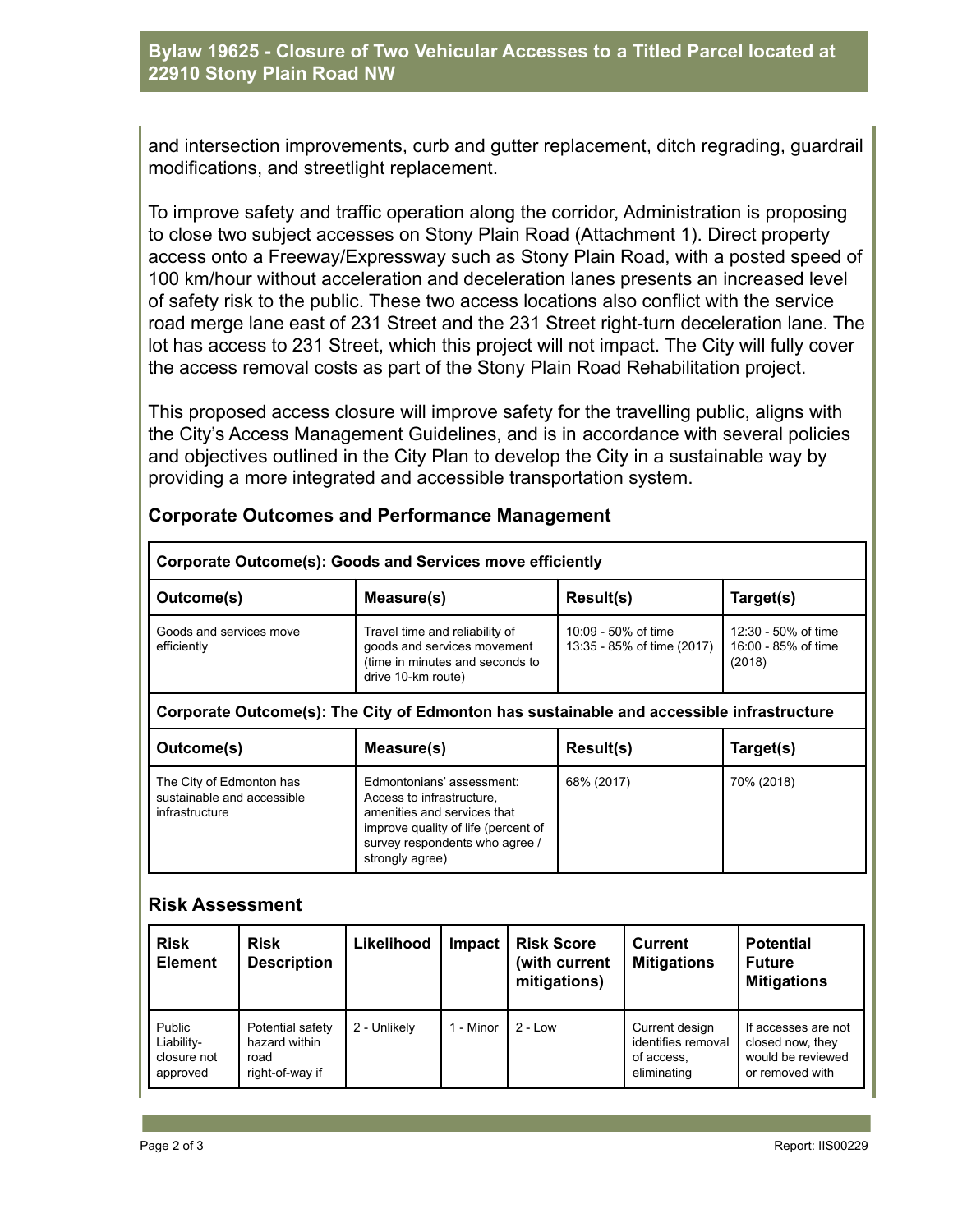and intersection improvements, curb and gutter replacement, ditch regrading, guardrail modifications, and streetlight replacement.

To improve safety and traffic operation along the corridor, Administration is proposing to close two subject accesses on Stony Plain Road (Attachment 1). Direct property access onto a Freeway/Expressway such as Stony Plain Road, with a posted speed of 100 km/hour without acceleration and deceleration lanes presents an increased level of safety risk to the public. These two access locations also conflict with the service road merge lane east of 231 Street and the 231 Street right-turn deceleration lane. The lot has access to 231 Street, which this project will not impact. The City will fully cover the access removal costs as part of the Stony Plain Road Rehabilitation project.

This proposed access closure will improve safety for the travelling public, aligns with the City's Access Management Guidelines, and is in accordance with several policies and objectives outlined in the City Plan to develop the City in a sustainable way by providing a more integrated and accessible transportation system.

## Corporate Outcomes and Performance Management

| **Corporate Outcome(s): Goods and Services move efficiently** | | | |
|---|---|---|---|
| **Outcome(s)** | **Measure(s)** | **Result(s)** | **Target(s)** |
| Goods and services move efficiently | Travel time and reliability of goods and services movement (time in minutes and seconds to drive 10-km route) | 10:09 - 50% of time<br>13:35 - 85% of time (2017) | 12:30 - 50% of time<br>16:00 - 85% of time (2018) |
| **Corporate Outcome(s): The City of Edmonton has sustainable and accessible infrastructure** | | | |
| **Outcome(s)** | **Measure(s)** | **Result(s)** | **Target(s)** |
| The City of Edmonton has sustainable and accessible infrastructure | Edmontonians' assessment: Access to infrastructure, amenities and services that improve quality of life (percent of survey respondents who agree / strongly agree) | 68% (2017) | 70% (2018) |

## Risk Assessment

| Risk Element | Risk Description | Likelihood | Impact | Risk Score (with current mitigations) | Current Mitigations | Potential Future Mitigations |
|---|---|---|---|---|---|---|
| Public Liability- closure not approved | Potential safety hazard within road right-of-way if | 2 - Unlikely | 1 - Minor | 2 - Low | Current design identifies removal of access, eliminating | If accesses are not closed now, they would be reviewed or removed with |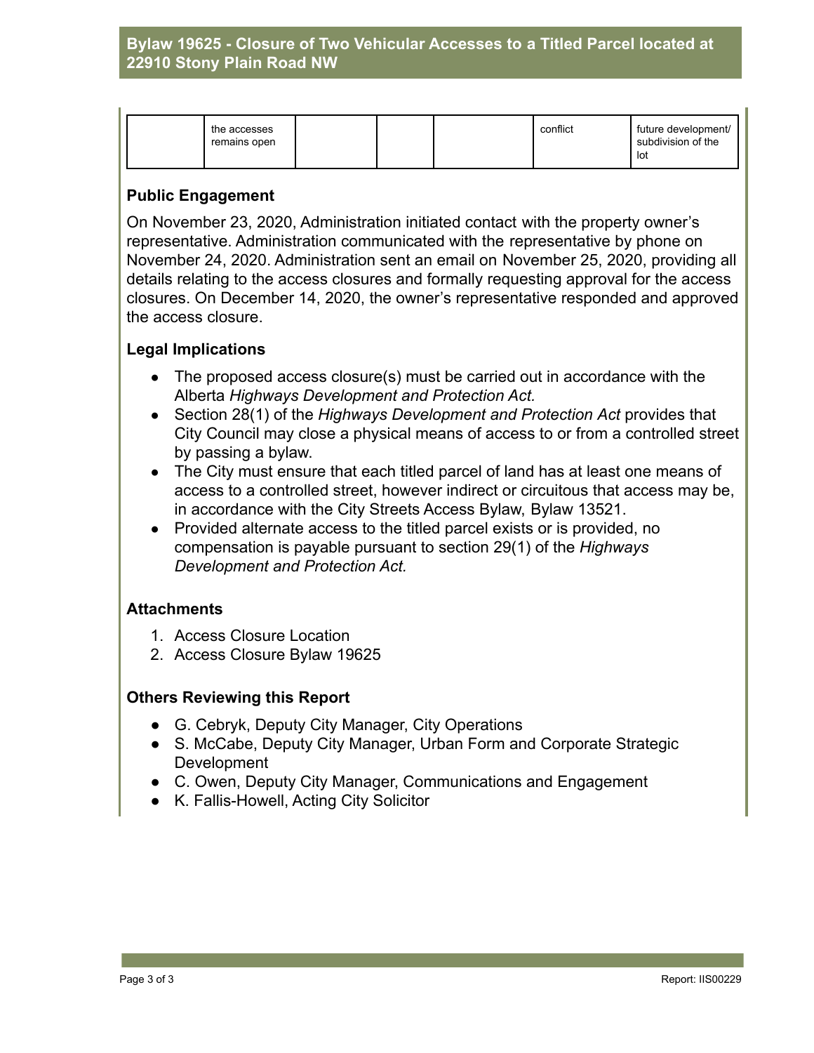| | | | | | | |
|---|---|---|---|---|---|---|
| | the accesses remains open | | | | conflict | future development/ subdivision of the lot |

## Public Engagement

On November 23, 2020, Administration initiated contact with the property owner's representative. Administration communicated with the representative by phone on November 24, 2020. Administration sent an email on November 25, 2020, providing all details relating to the access closures and formally requesting approval for the access closures. On December 14, 2020, the owner's representative responded and approved the access closure.

## Legal Implications

- The proposed access closure(s) must be carried out in accordance with the Alberta *Highways Development and Protection Act.*
- Section 28(1) of the *Highways Development and Protection Act* provides that City Council may close a physical means of access to or from a controlled street by passing a bylaw.
- The City must ensure that each titled parcel of land has at least one means of access to a controlled street, however indirect or circuitous that access may be, in accordance with the City Streets Access Bylaw, Bylaw 13521.
- Provided alternate access to the titled parcel exists or is provided, no compensation is payable pursuant to section 29(1) of the *Highways Development and Protection Act.*

## Attachments

1. Access Closure Location
2. Access Closure Bylaw 19625

## Others Reviewing this Report

- G. Cebryk, Deputy City Manager, City Operations
- S. McCabe, Deputy City Manager, Urban Form and Corporate Strategic Development
- C. Owen, Deputy City Manager, Communications and Engagement
- K. Fallis-Howell, Acting City Solicitor